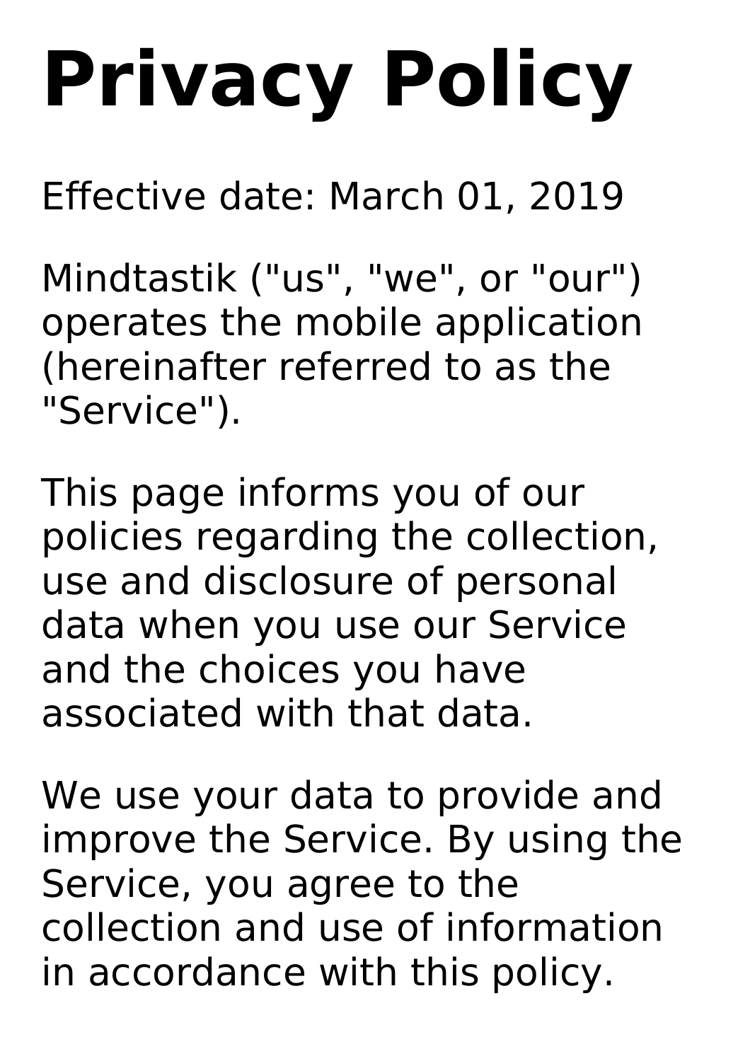# Privacy Policy

Effective date: March 01, 2019

Mindtastik ("us", "we", or "our") operates the mobile application (hereinafter referred to as the "Service").

This page informs you of our policies regarding the collection, use and disclosure of personal data when you use our Service and the choices you have associated with that data.

We use your data to provide and improve the Service. By using the Service, you agree to the collection and use of information in accordance with this policy.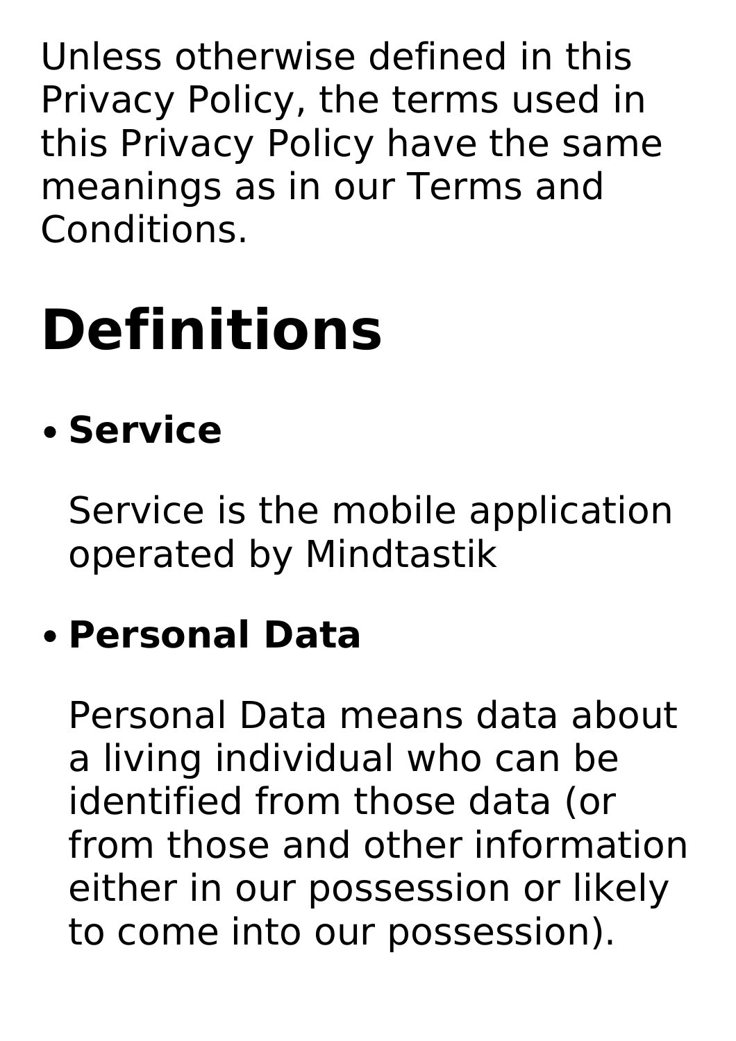Unless otherwise defined in this Privacy Policy, the terms used in this Privacy Policy have the same meanings as in our Terms and Conditions.

# Definitions

- **Service**

  Service is the mobile application operated by Mindtastik

- **Personal Data**

  Personal Data means data about a living individual who can be identified from those data (or from those and other information either in our possession or likely to come into our possession).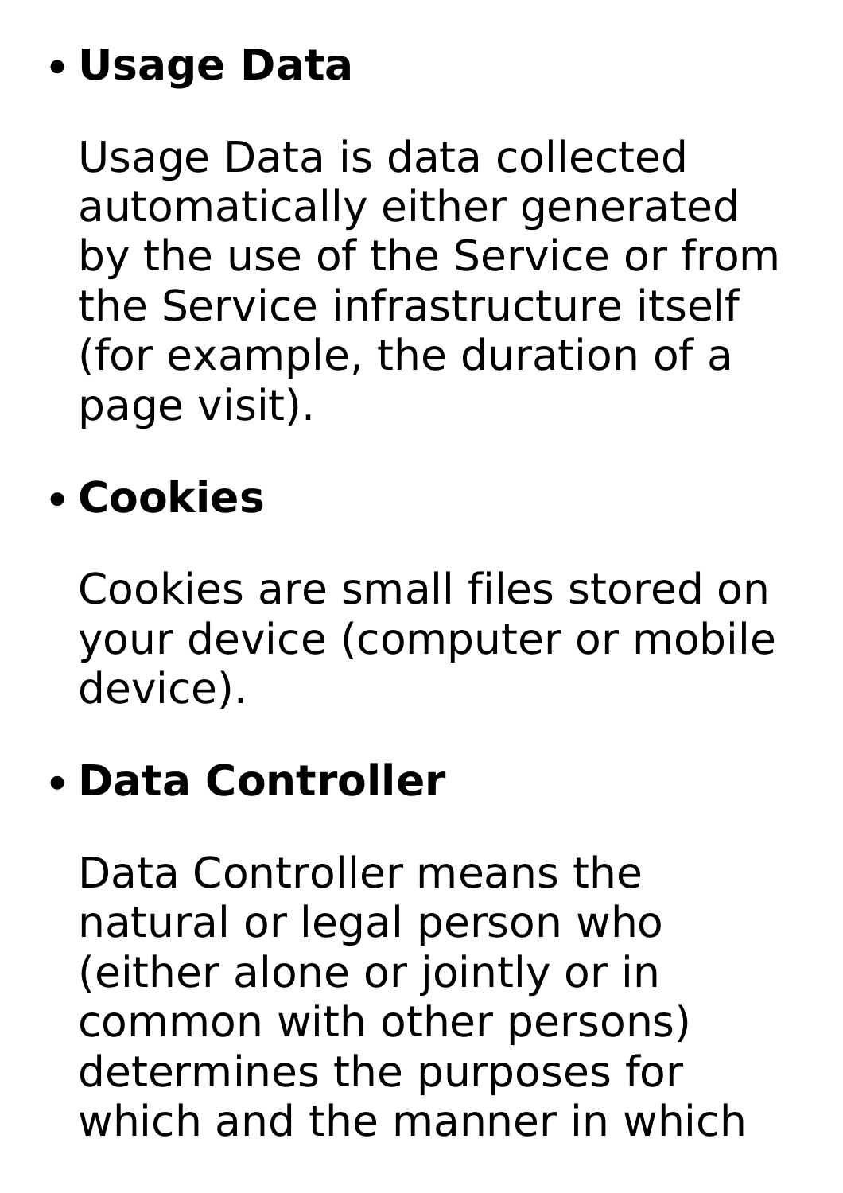- **Usage Data**

  Usage Data is data collected automatically either generated by the use of the Service or from the Service infrastructure itself (for example, the duration of a page visit).

- **Cookies**

  Cookies are small files stored on your device (computer or mobile device).

- **Data Controller**

  Data Controller means the natural or legal person who (either alone or jointly or in common with other persons) determines the purposes for which and the manner in which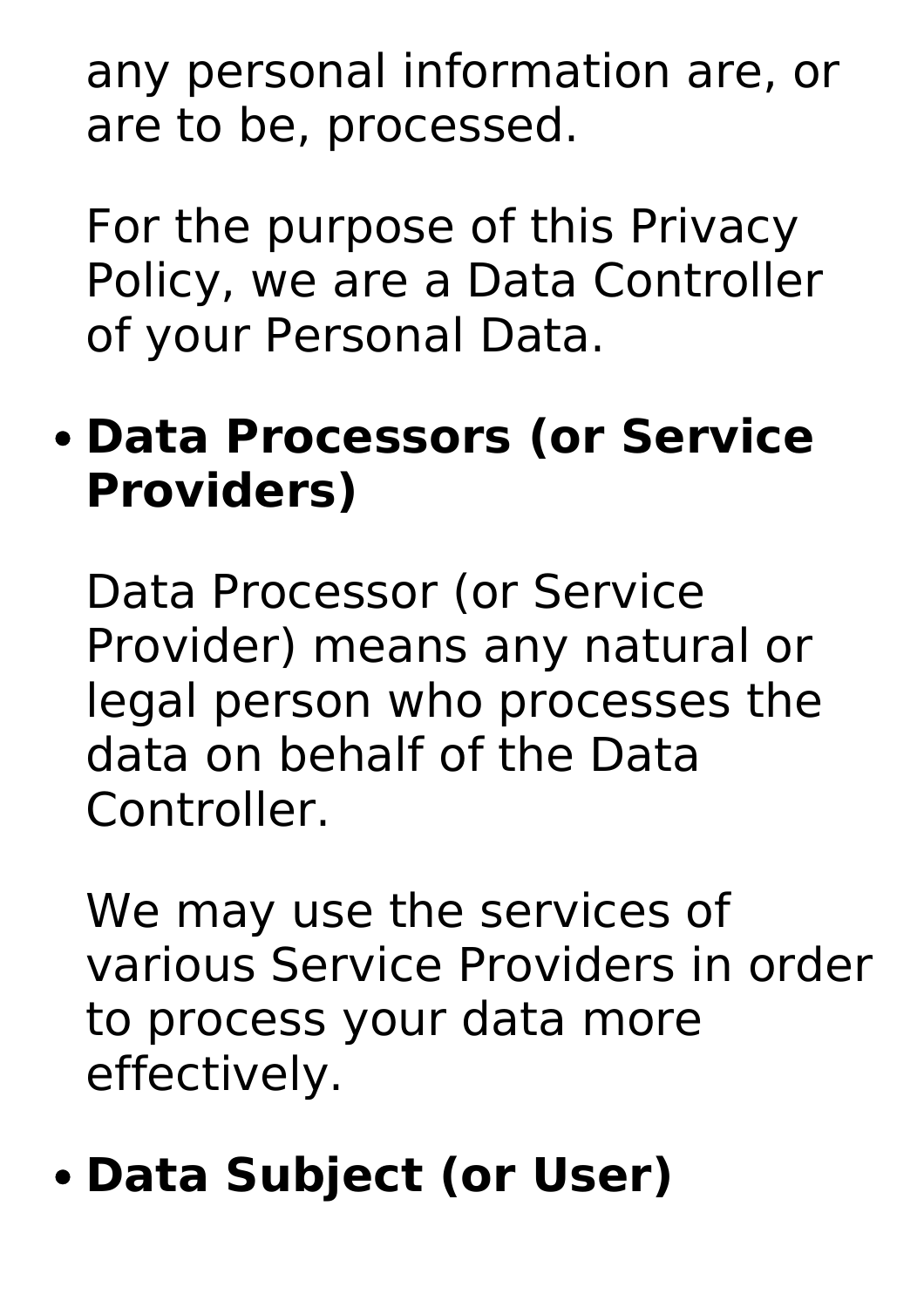any personal information are, or are to be, processed.

For the purpose of this Privacy Policy, we are a Data Controller of your Personal Data.

- **Data Processors (or Service Providers)**

  Data Processor (or Service Provider) means any natural or legal person who processes the data on behalf of the Data Controller.

  We may use the services of various Service Providers in order to process your data more effectively.

- **Data Subject (or User)**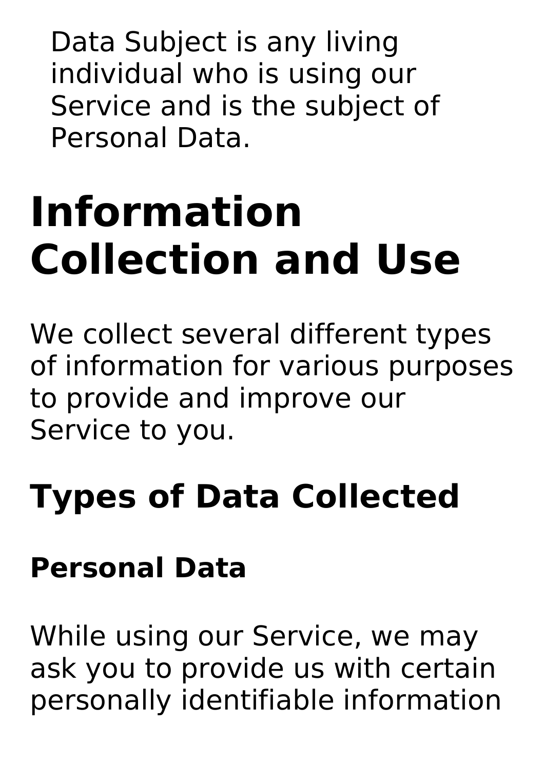Data Subject is any living individual who is using our Service and is the subject of Personal Data.

# Information Collection and Use

We collect several different types of information for various purposes to provide and improve our Service to you.

## Types of Data Collected

### Personal Data

While using our Service, we may ask you to provide us with certain personally identifiable information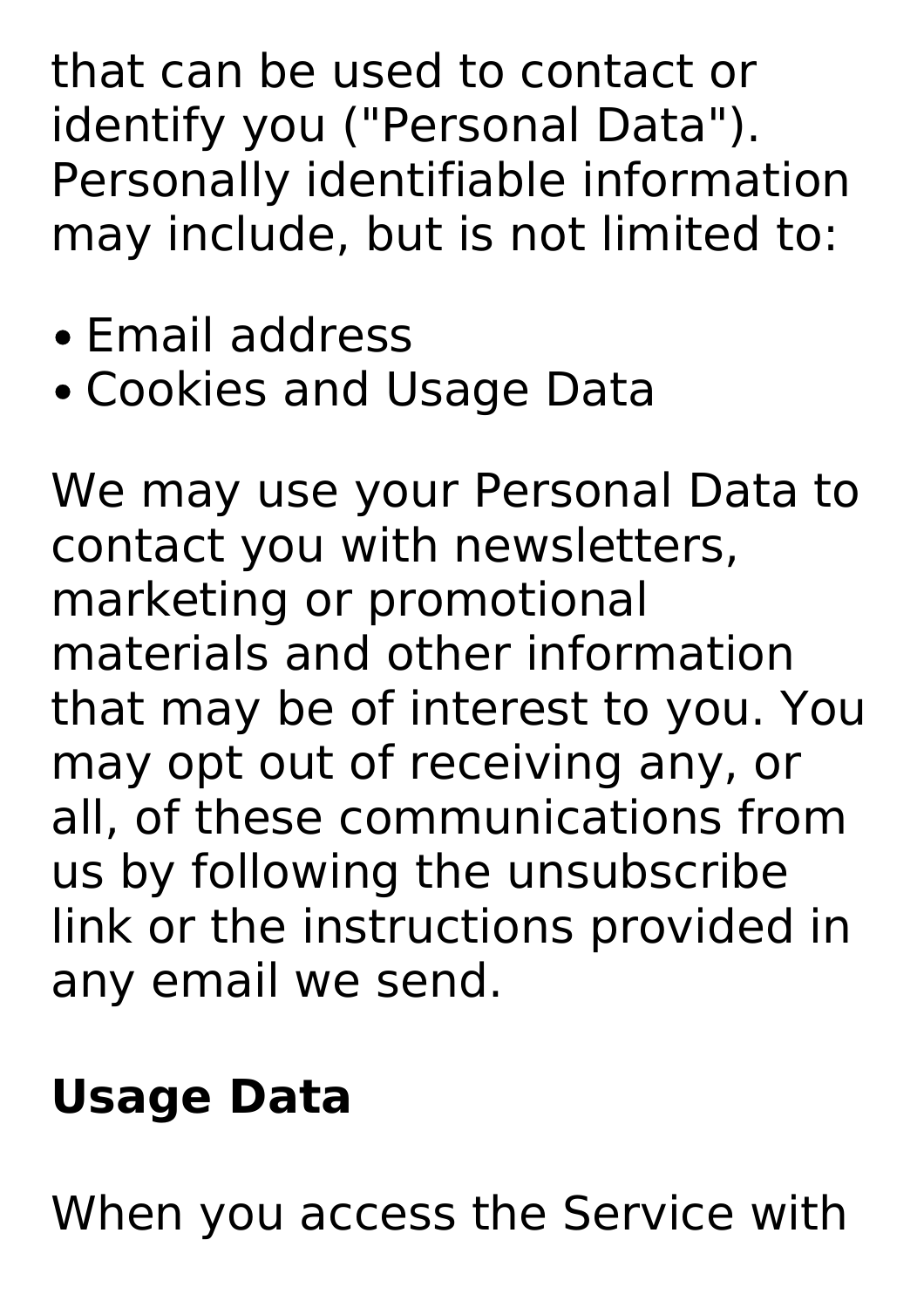that can be used to contact or identify you ("Personal Data"). Personally identifiable information may include, but is not limited to:

- Email address
- Cookies and Usage Data

We may use your Personal Data to contact you with newsletters, marketing or promotional materials and other information that may be of interest to you. You may opt out of receiving any, or all, of these communications from us by following the unsubscribe link or the instructions provided in any email we send.

**Usage Data**

When you access the Service with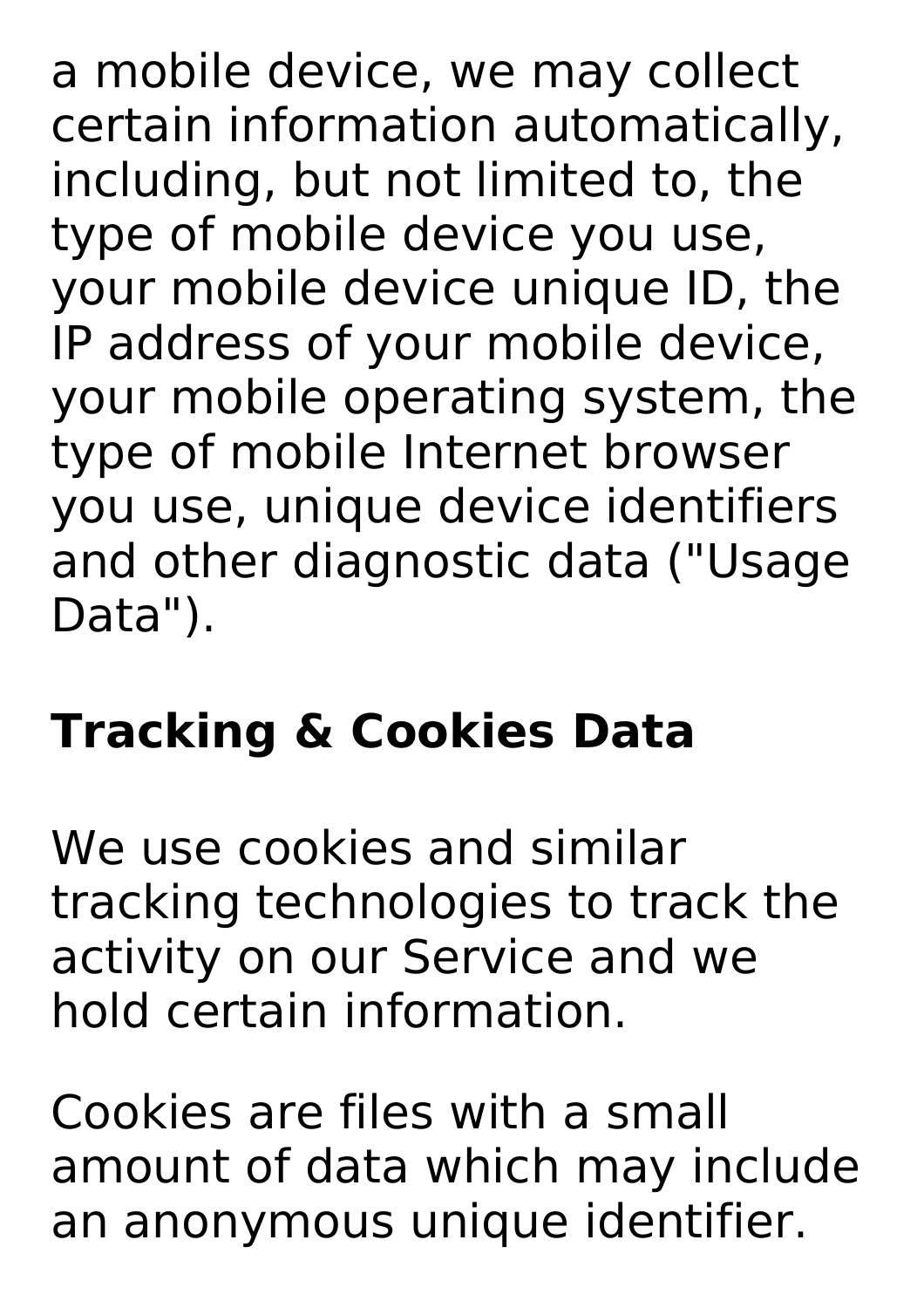a mobile device, we may collect certain information automatically, including, but not limited to, the type of mobile device you use, your mobile device unique ID, the IP address of your mobile device, your mobile operating system, the type of mobile Internet browser you use, unique device identifiers and other diagnostic data ("Usage Data").

## Tracking & Cookies Data

We use cookies and similar tracking technologies to track the activity on our Service and we hold certain information.

Cookies are files with a small amount of data which may include an anonymous unique identifier.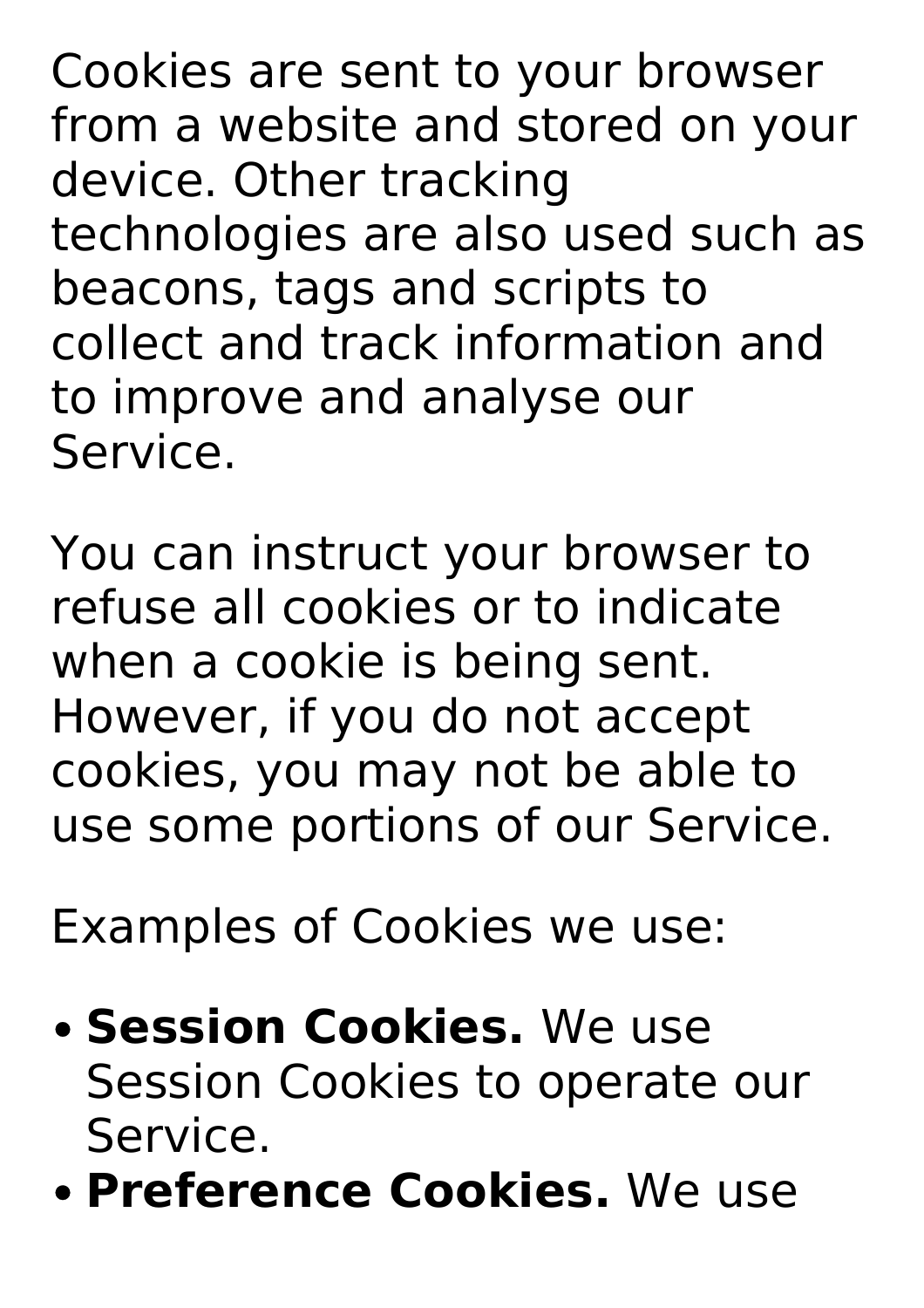Cookies are sent to your browser from a website and stored on your device. Other tracking technologies are also used such as beacons, tags and scripts to collect and track information and to improve and analyse our Service.

You can instruct your browser to refuse all cookies or to indicate when a cookie is being sent. However, if you do not accept cookies, you may not be able to use some portions of our Service.

Examples of Cookies we use:

- **Session Cookies.** We use Session Cookies to operate our Service.
- **Preference Cookies.** We use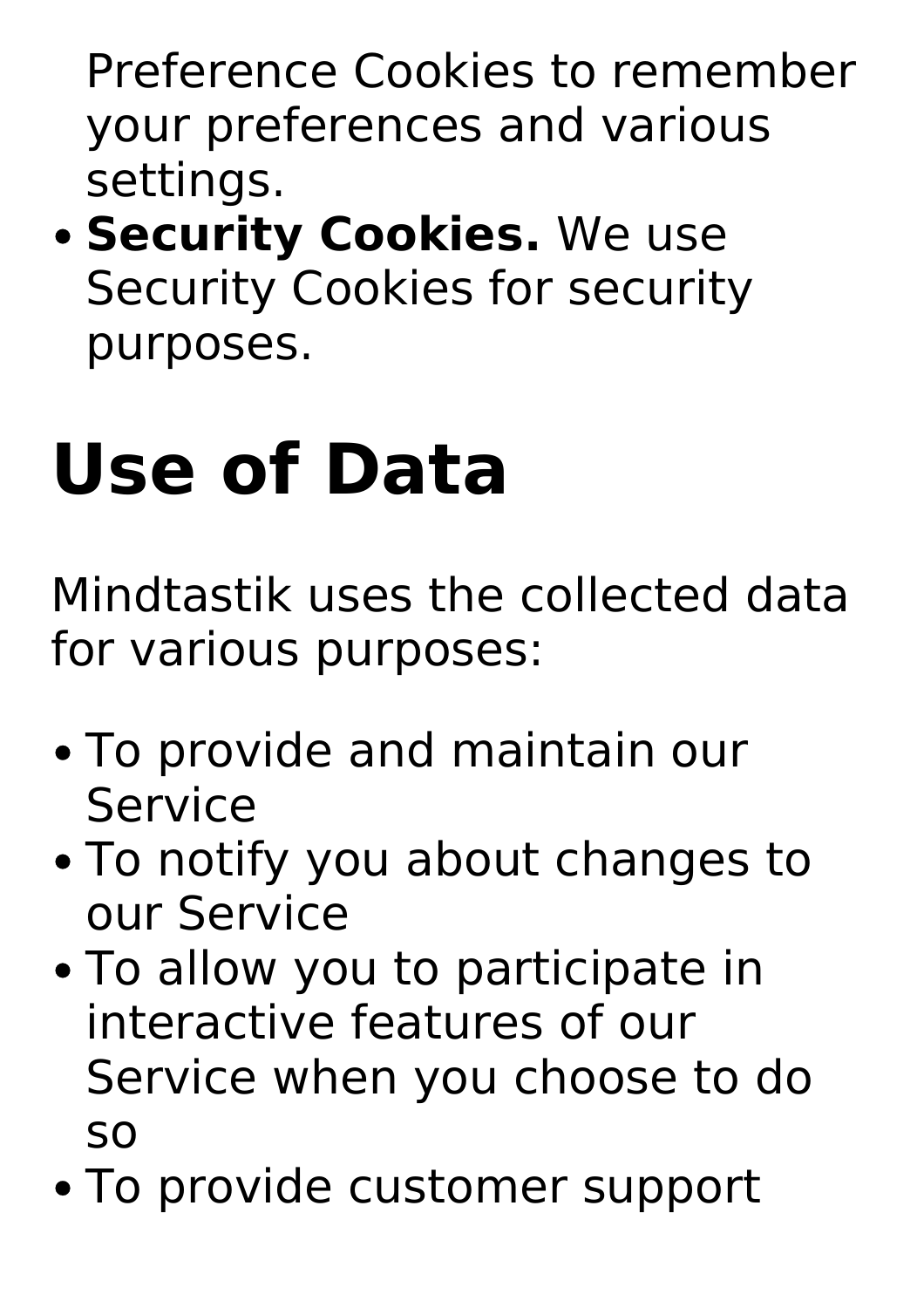Preference Cookies to remember your preferences and various settings.

- **Security Cookies.** We use Security Cookies for security purposes.

# Use of Data

Mindtastik uses the collected data for various purposes:

- To provide and maintain our Service
- To notify you about changes to our Service
- To allow you to participate in interactive features of our Service when you choose to do so
- To provide customer support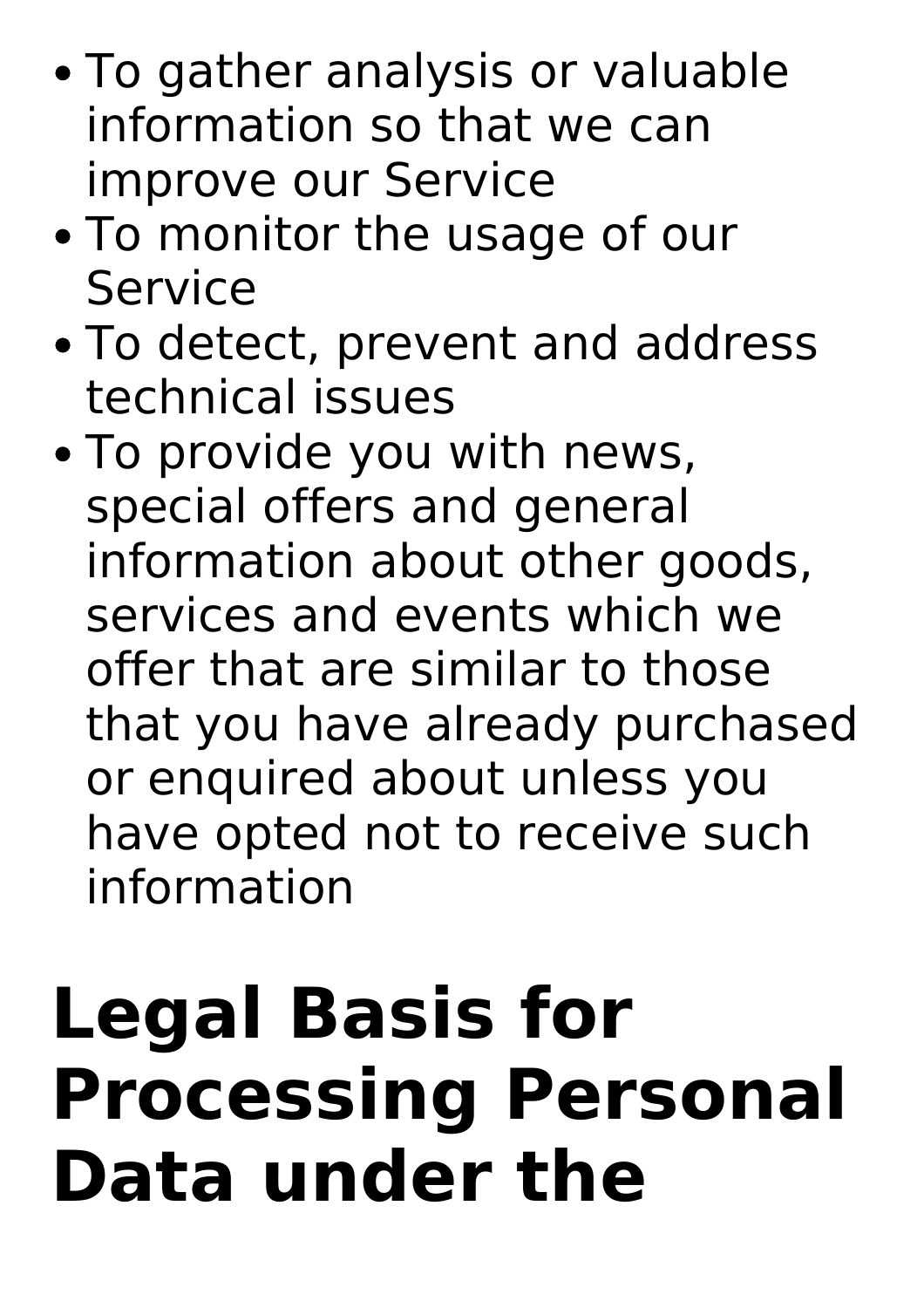- To gather analysis or valuable information so that we can improve our Service
- To monitor the usage of our Service
- To detect, prevent and address technical issues
- To provide you with news, special offers and general information about other goods, services and events which we offer that are similar to those that you have already purchased or enquired about unless you have opted not to receive such information

# Legal Basis for Processing Personal Data under the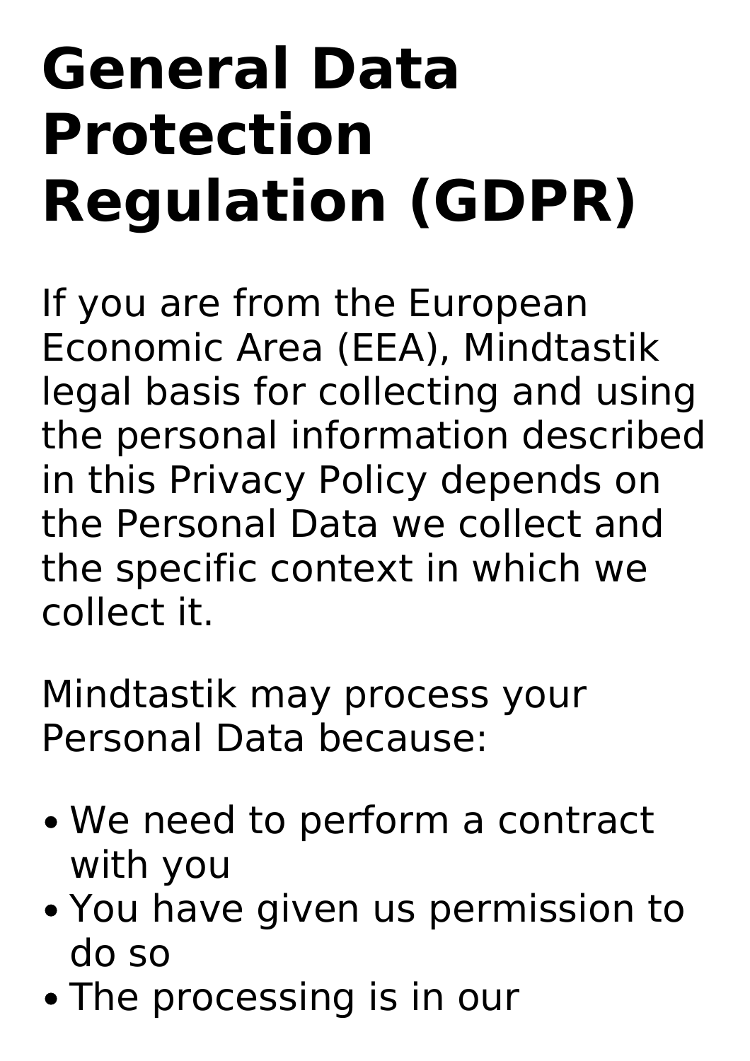# General Data Protection Regulation (GDPR)

If you are from the European Economic Area (EEA), Mindtastik legal basis for collecting and using the personal information described in this Privacy Policy depends on the Personal Data we collect and the specific context in which we collect it.

Mindtastik may process your Personal Data because:

- We need to perform a contract with you
- You have given us permission to do so
- The processing is in our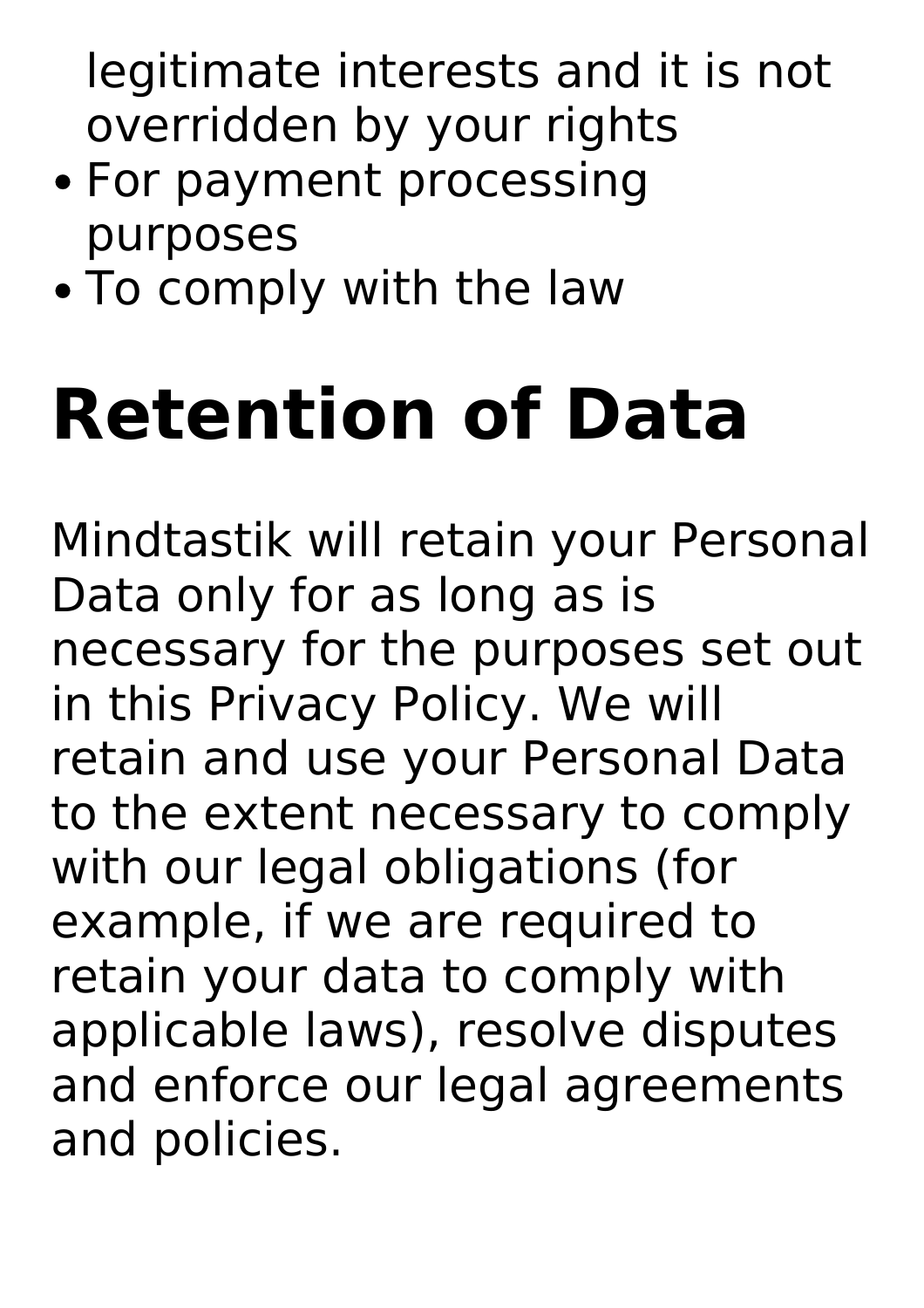legitimate interests and it is not overridden by your rights
- For payment processing purposes
- To comply with the law

# Retention of Data

Mindtastik will retain your Personal Data only for as long as is necessary for the purposes set out in this Privacy Policy. We will retain and use your Personal Data to the extent necessary to comply with our legal obligations (for example, if we are required to retain your data to comply with applicable laws), resolve disputes and enforce our legal agreements and policies.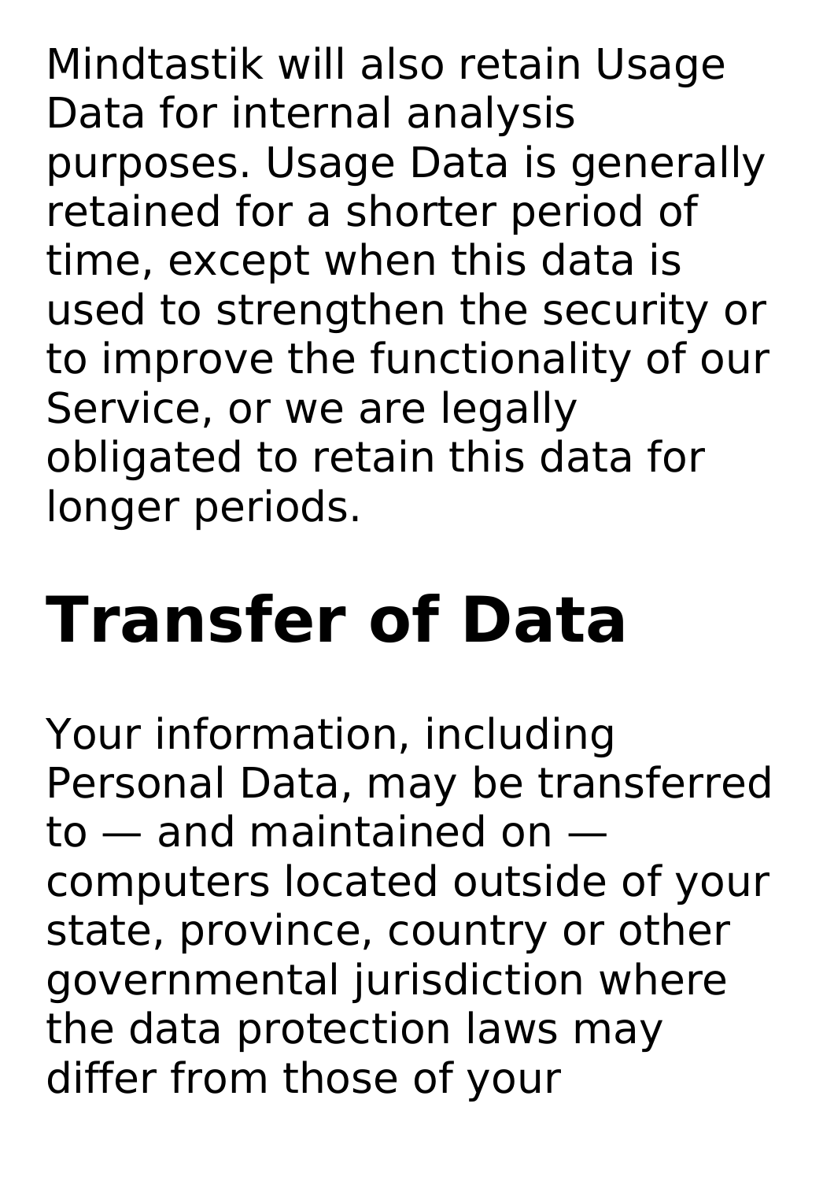Mindtastik will also retain Usage Data for internal analysis purposes. Usage Data is generally retained for a shorter period of time, except when this data is used to strengthen the security or to improve the functionality of our Service, or we are legally obligated to retain this data for longer periods.

# Transfer of Data

Your information, including Personal Data, may be transferred to — and maintained on — computers located outside of your state, province, country or other governmental jurisdiction where the data protection laws may differ from those of your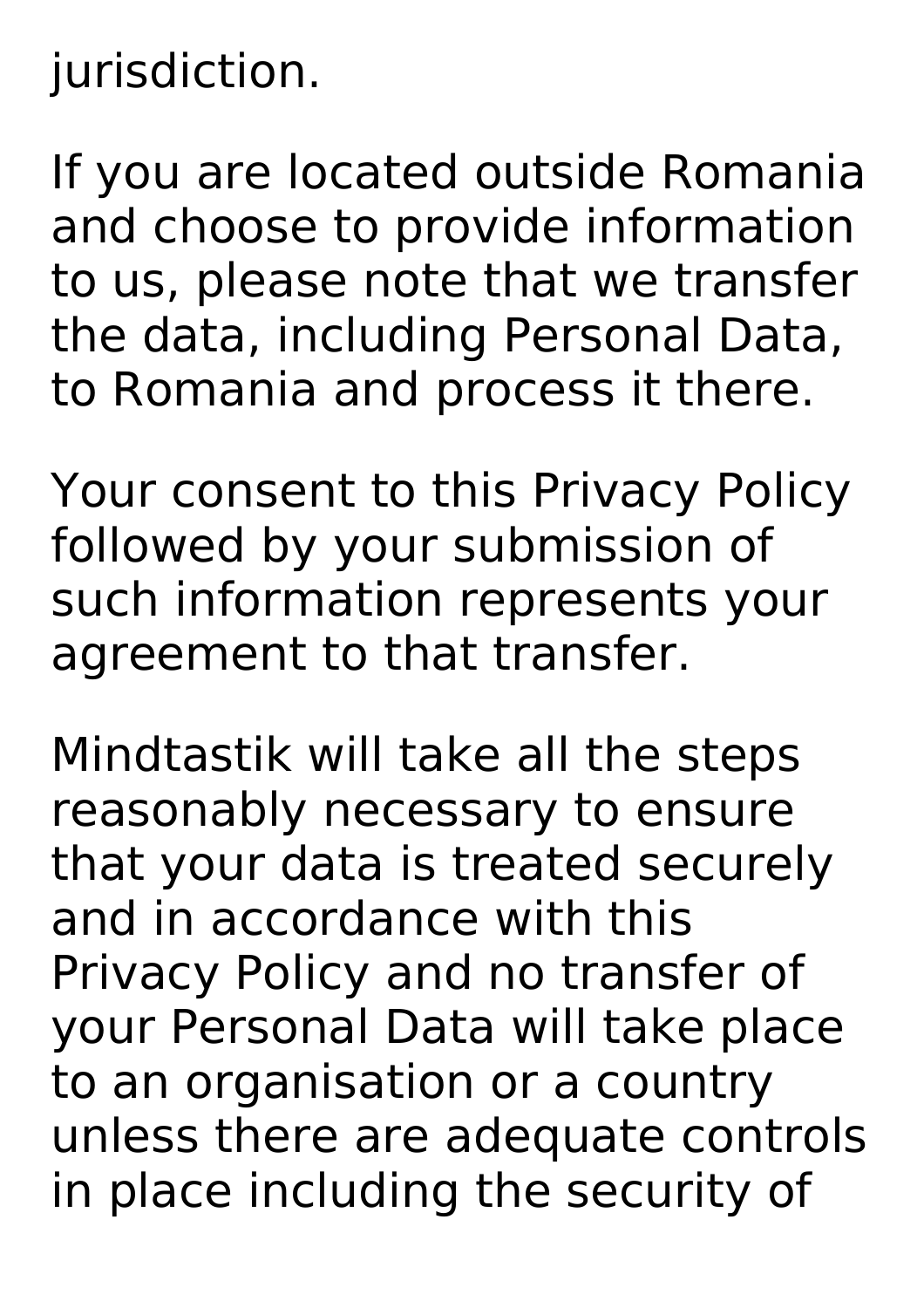jurisdiction.

If you are located outside Romania and choose to provide information to us, please note that we transfer the data, including Personal Data, to Romania and process it there.

Your consent to this Privacy Policy followed by your submission of such information represents your agreement to that transfer.

Mindtastik will take all the steps reasonably necessary to ensure that your data is treated securely and in accordance with this Privacy Policy and no transfer of your Personal Data will take place to an organisation or a country unless there are adequate controls in place including the security of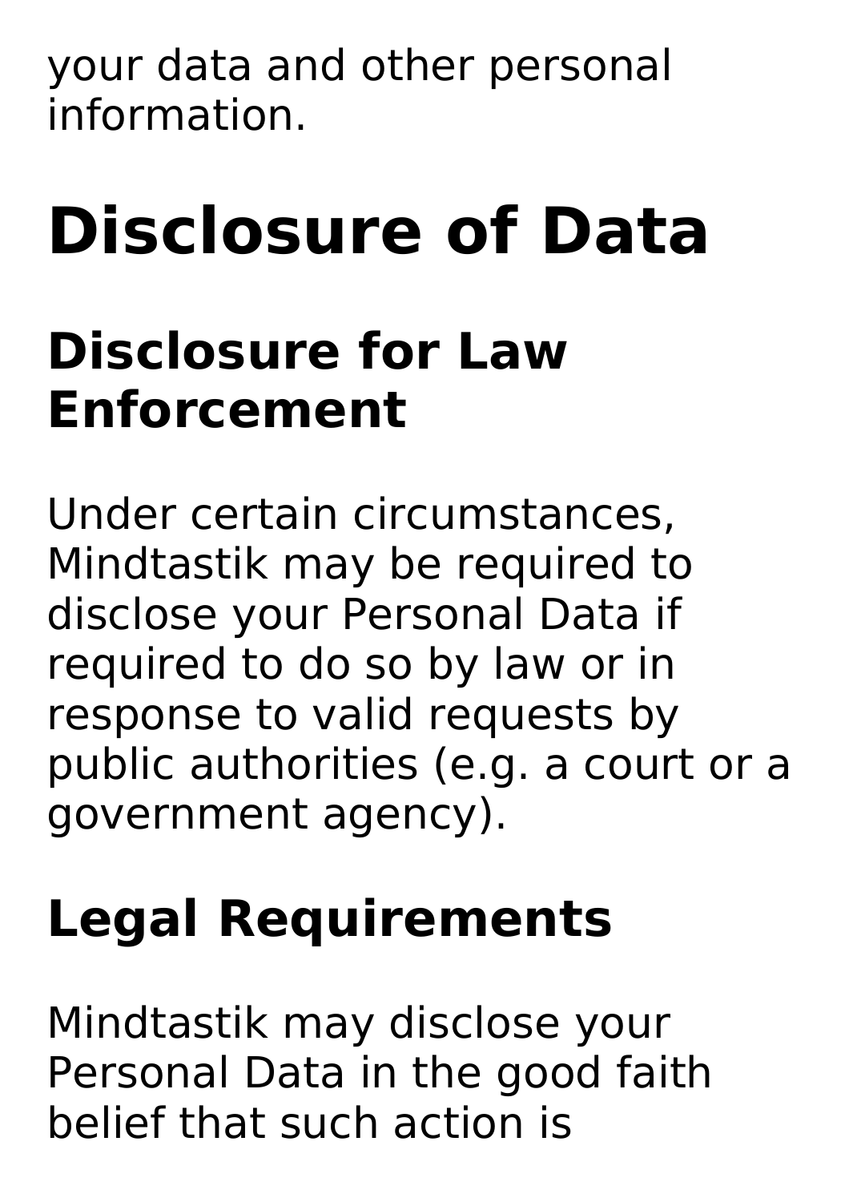your data and other personal information.

# Disclosure of Data

## Disclosure for Law Enforcement

Under certain circumstances, Mindtastik may be required to disclose your Personal Data if required to do so by law or in response to valid requests by public authorities (e.g. a court or a government agency).

## Legal Requirements

Mindtastik may disclose your Personal Data in the good faith belief that such action is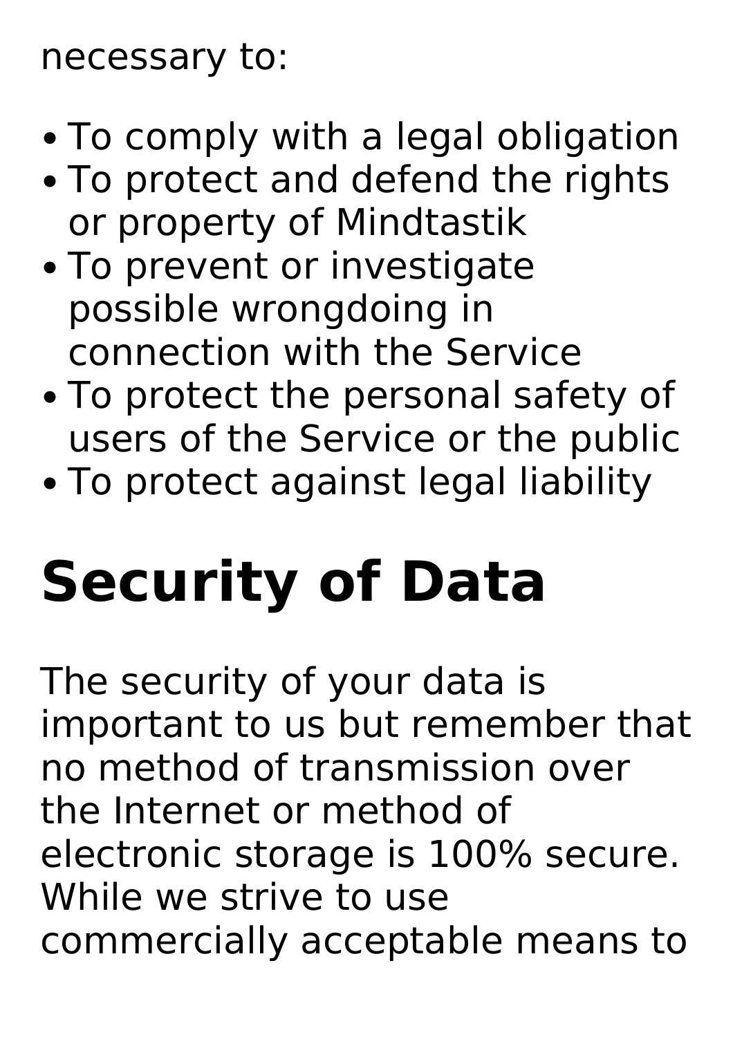necessary to:

- To comply with a legal obligation
- To protect and defend the rights or property of Mindtastik
- To prevent or investigate possible wrongdoing in connection with the Service
- To protect the personal safety of users of the Service or the public
- To protect against legal liability

# Security of Data

The security of your data is important to us but remember that no method of transmission over the Internet or method of electronic storage is 100% secure. While we strive to use commercially acceptable means to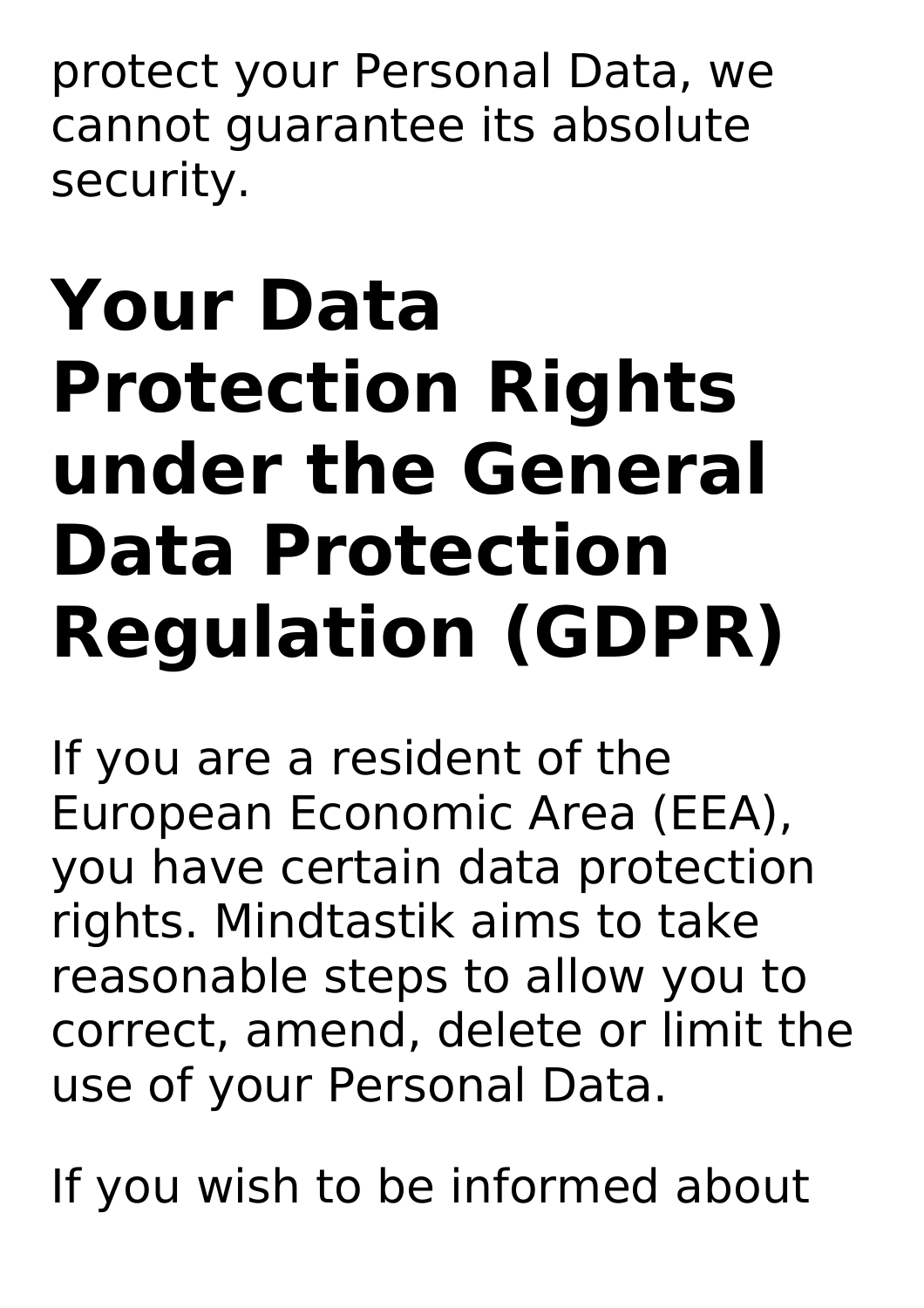protect your Personal Data, we cannot guarantee its absolute security.

# Your Data Protection Rights under the General Data Protection Regulation (GDPR)

If you are a resident of the European Economic Area (EEA), you have certain data protection rights. Mindtastik aims to take reasonable steps to allow you to correct, amend, delete or limit the use of your Personal Data.

If you wish to be informed about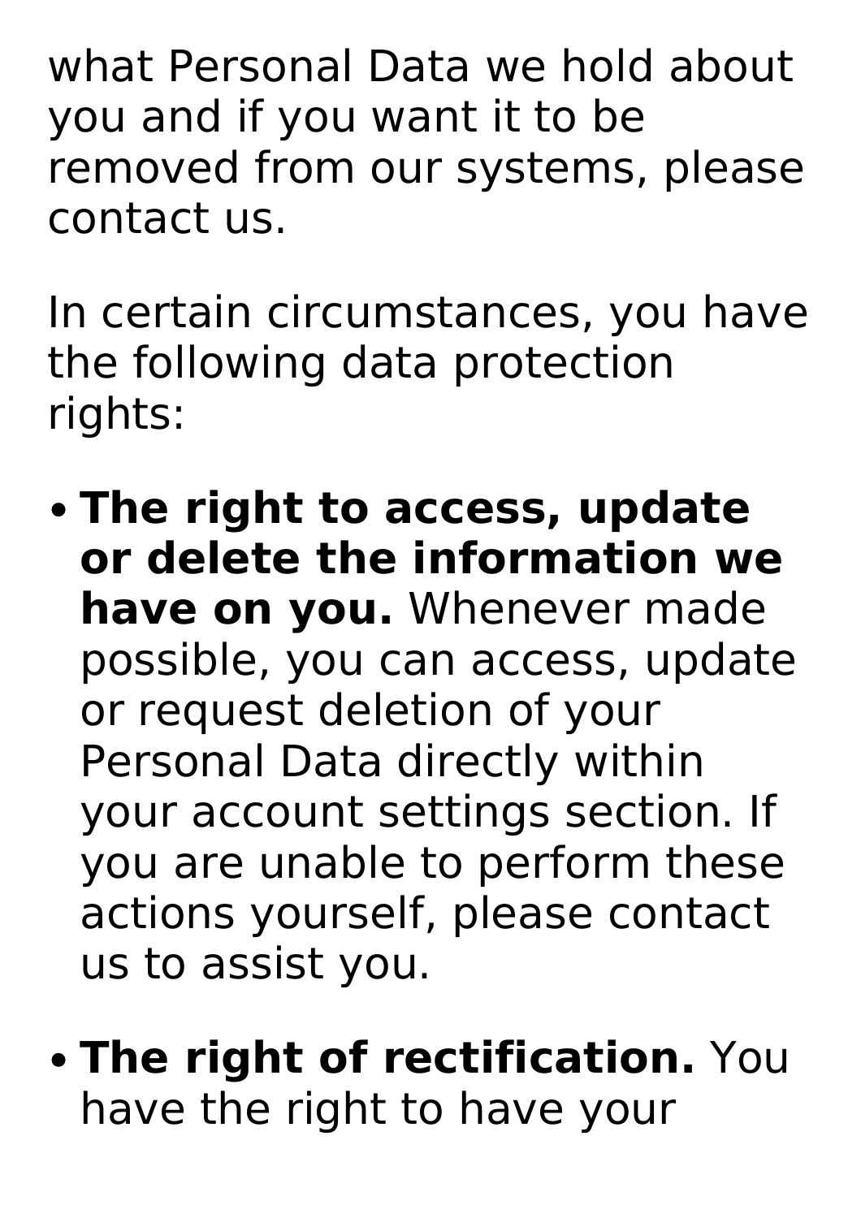what Personal Data we hold about you and if you want it to be removed from our systems, please contact us.

In certain circumstances, you have the following data protection rights:

- **The right to access, update or delete the information we have on you.** Whenever made possible, you can access, update or request deletion of your Personal Data directly within your account settings section. If you are unable to perform these actions yourself, please contact us to assist you.

- **The right of rectification.** You have the right to have your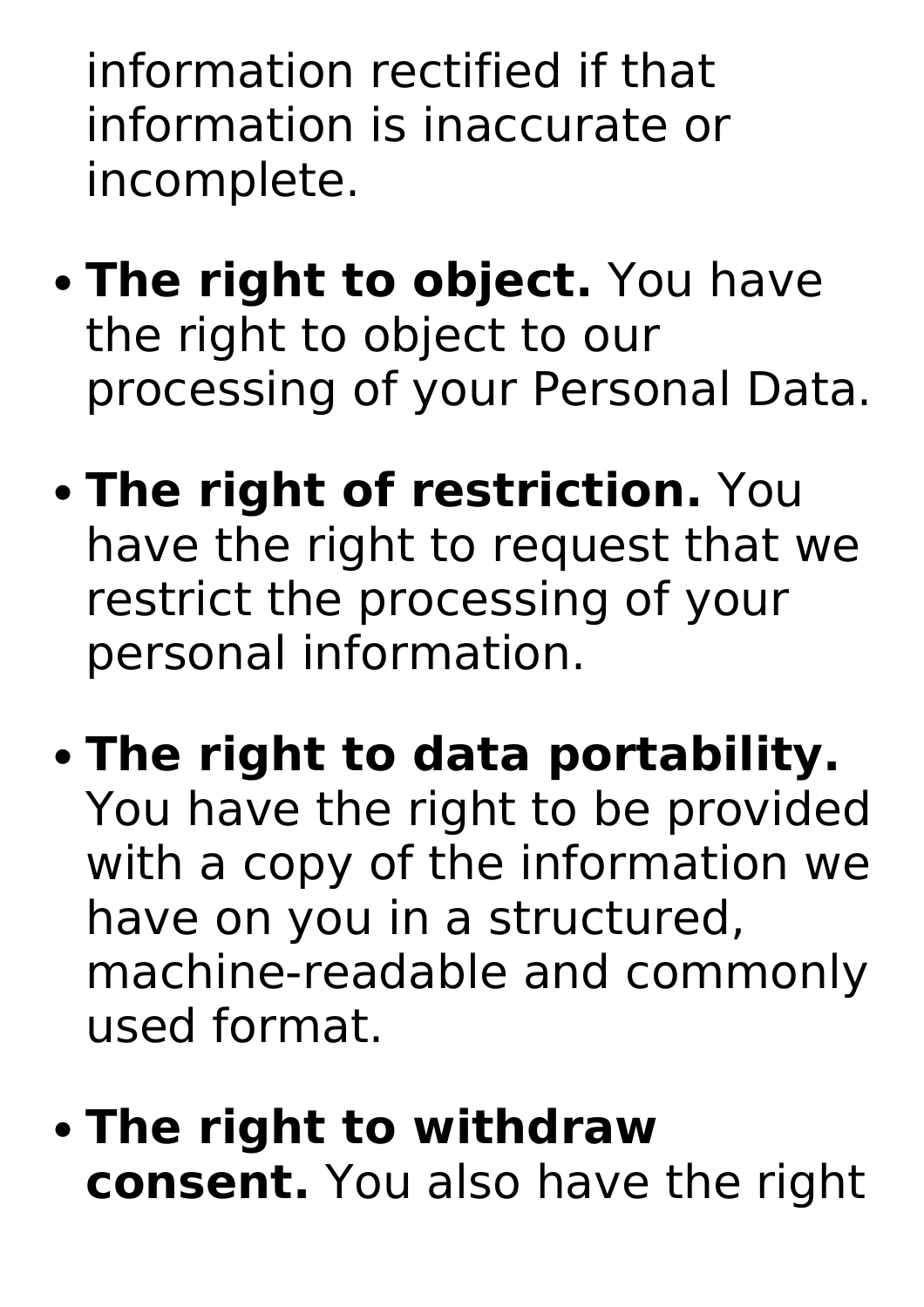information rectified if that information is inaccurate or incomplete.

- **The right to object.** You have the right to object to our processing of your Personal Data.
- **The right of restriction.** You have the right to request that we restrict the processing of your personal information.
- **The right to data portability.** You have the right to be provided with a copy of the information we have on you in a structured, machine-readable and commonly used format.
- **The right to withdraw consent.** You also have the right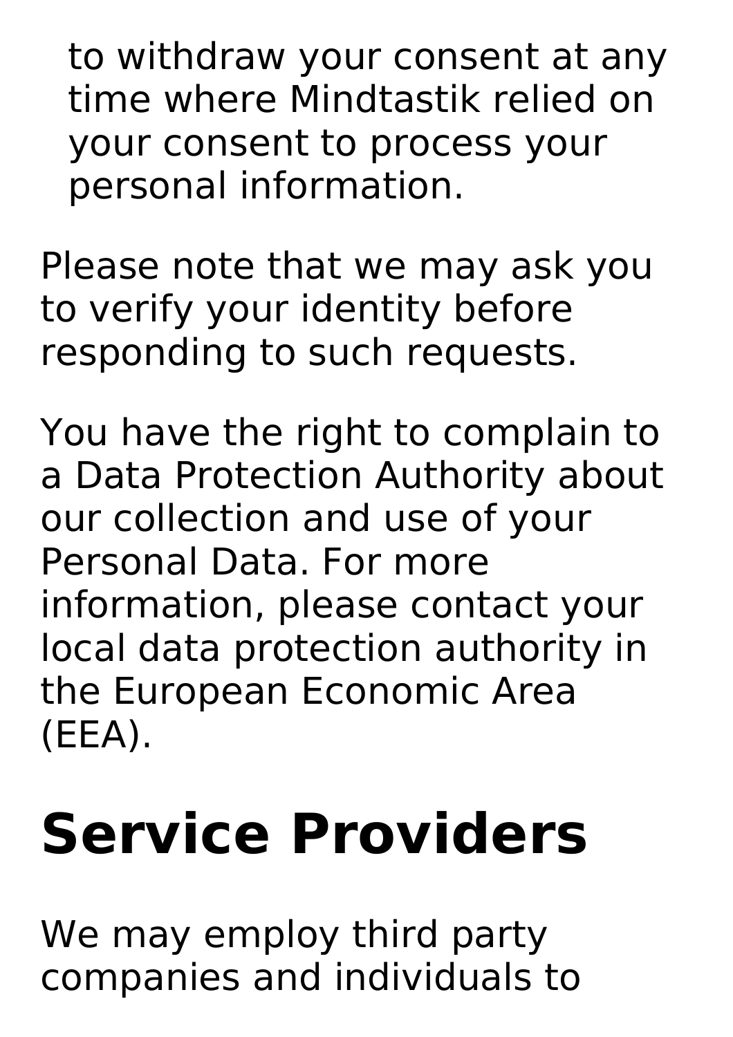to withdraw your consent at any time where Mindtastik relied on your consent to process your personal information.

Please note that we may ask you to verify your identity before responding to such requests.

You have the right to complain to a Data Protection Authority about our collection and use of your Personal Data. For more information, please contact your local data protection authority in the European Economic Area (EEA).

# Service Providers

We may employ third party companies and individuals to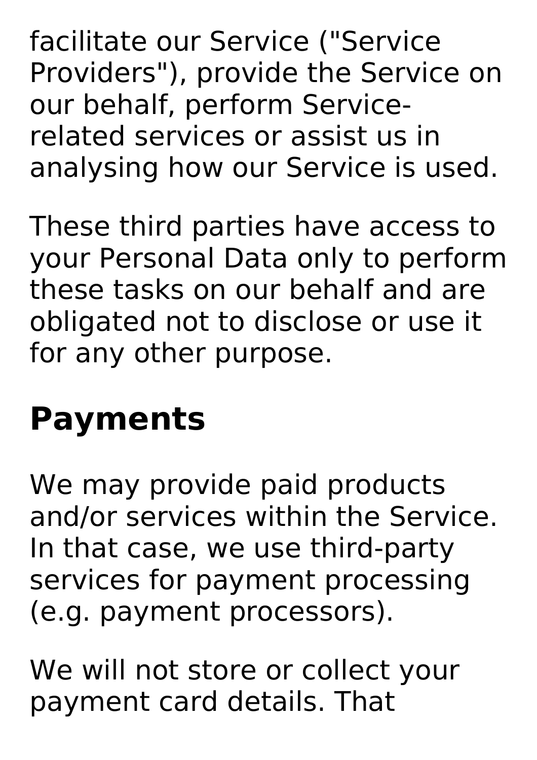facilitate our Service ("Service Providers"), provide the Service on our behalf, perform Service-related services or assist us in analysing how our Service is used.

These third parties have access to your Personal Data only to perform these tasks on our behalf and are obligated not to disclose or use it for any other purpose.

## Payments

We may provide paid products and/or services within the Service. In that case, we use third-party services for payment processing (e.g. payment processors).

We will not store or collect your payment card details. That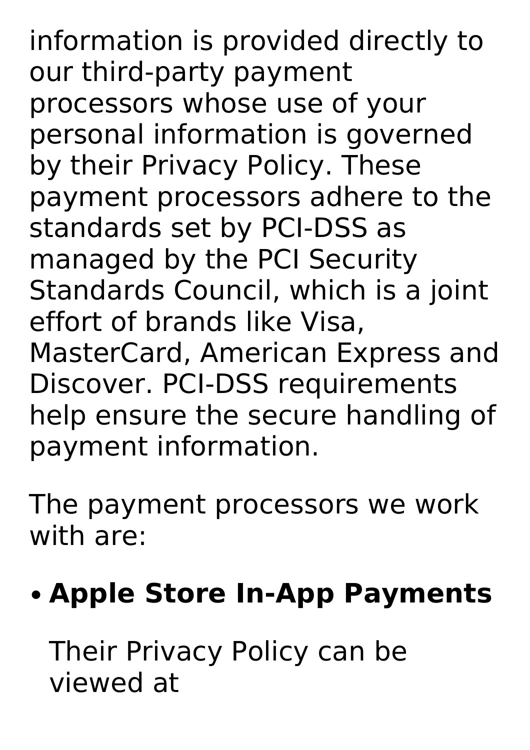information is provided directly to our third-party payment processors whose use of your personal information is governed by their Privacy Policy. These payment processors adhere to the standards set by PCI-DSS as managed by the PCI Security Standards Council, which is a joint effort of brands like Visa, MasterCard, American Express and Discover. PCI-DSS requirements help ensure the secure handling of payment information.

The payment processors we work with are:

- **Apple Store In-App Payments**

  Their Privacy Policy can be viewed at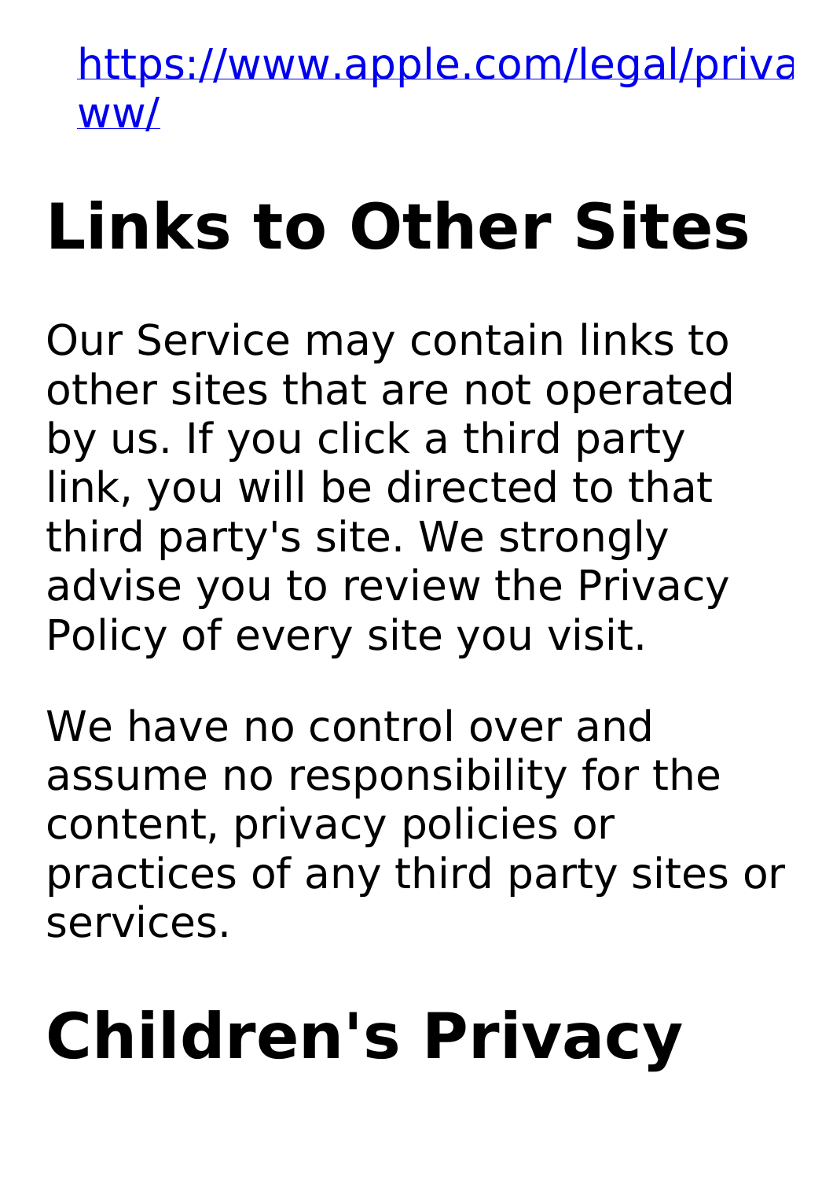[https://www.apple.com/legal/privacy/ww/](https://www.apple.com/legal/privacy/ww/)

# Links to Other Sites

Our Service may contain links to other sites that are not operated by us. If you click a third party link, you will be directed to that third party's site. We strongly advise you to review the Privacy Policy of every site you visit.

We have no control over and assume no responsibility for the content, privacy policies or practices of any third party sites or services.

# Children's Privacy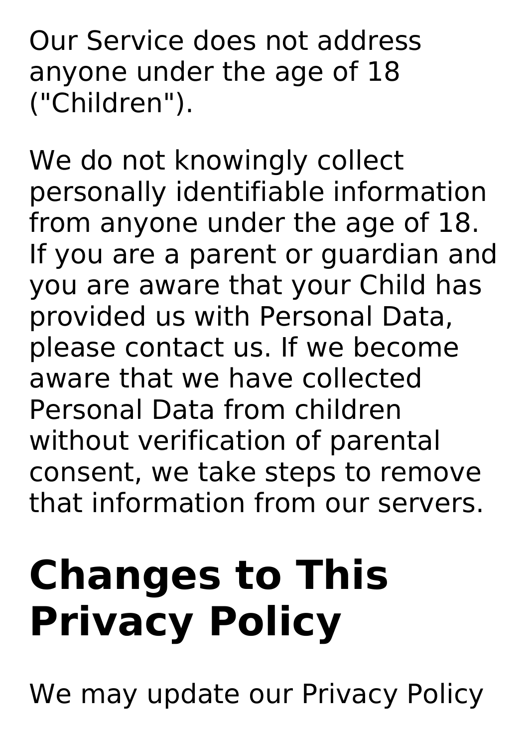Our Service does not address anyone under the age of 18 ("Children").

We do not knowingly collect personally identifiable information from anyone under the age of 18. If you are a parent or guardian and you are aware that your Child has provided us with Personal Data, please contact us. If we become aware that we have collected Personal Data from children without verification of parental consent, we take steps to remove that information from our servers.

# Changes to This Privacy Policy

We may update our Privacy Policy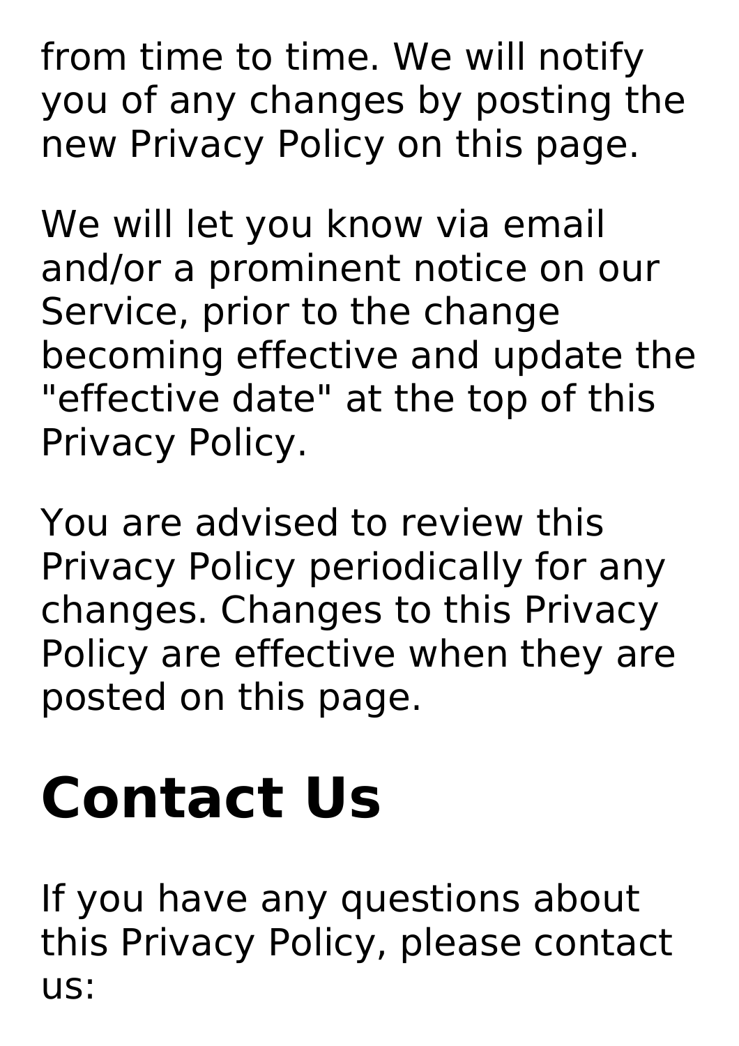from time to time. We will notify you of any changes by posting the new Privacy Policy on this page.

We will let you know via email and/or a prominent notice on our Service, prior to the change becoming effective and update the "effective date" at the top of this Privacy Policy.

You are advised to review this Privacy Policy periodically for any changes. Changes to this Privacy Policy are effective when they are posted on this page.

# Contact Us

If you have any questions about this Privacy Policy, please contact us: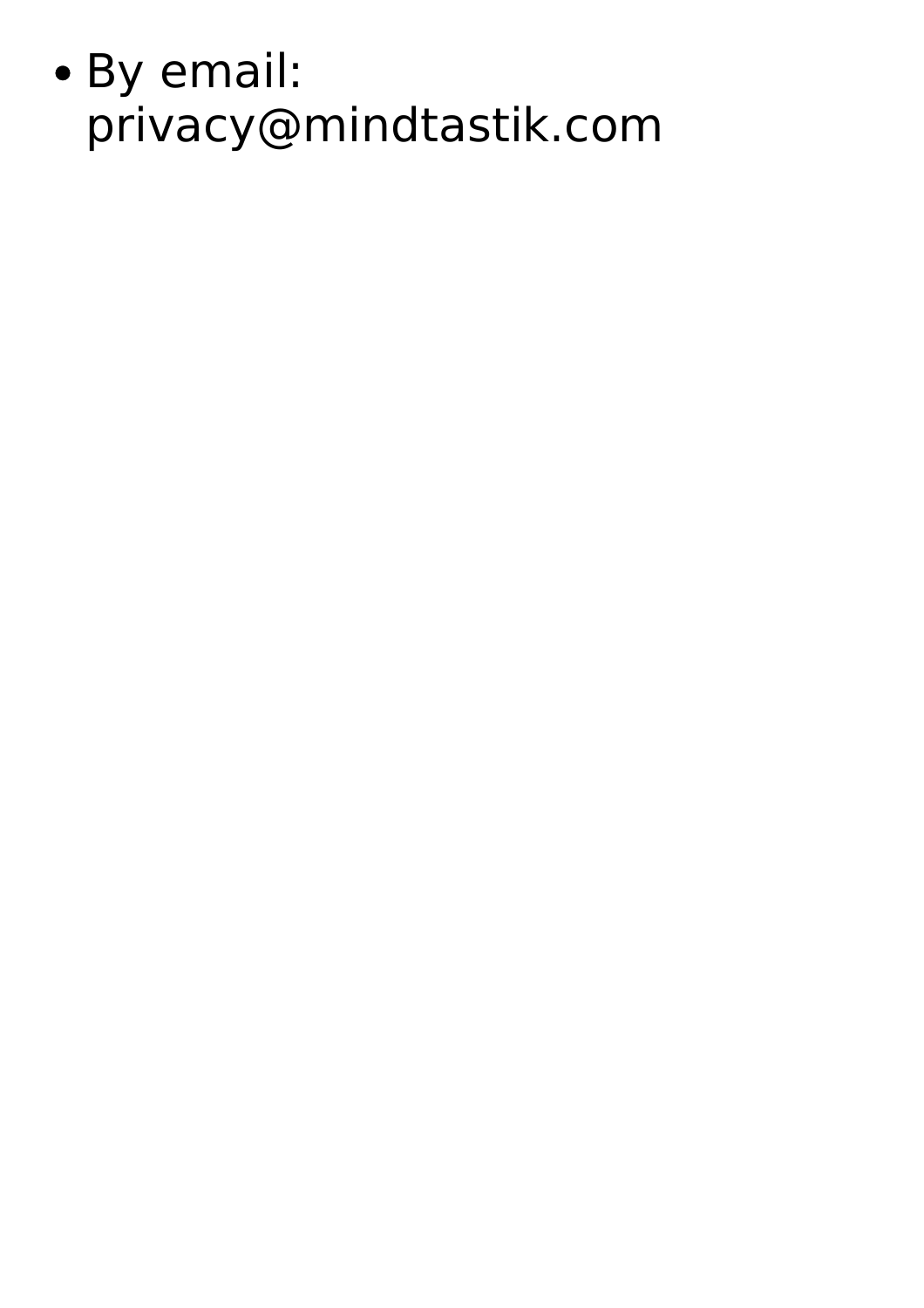- By email: privacy@mindtastik.com